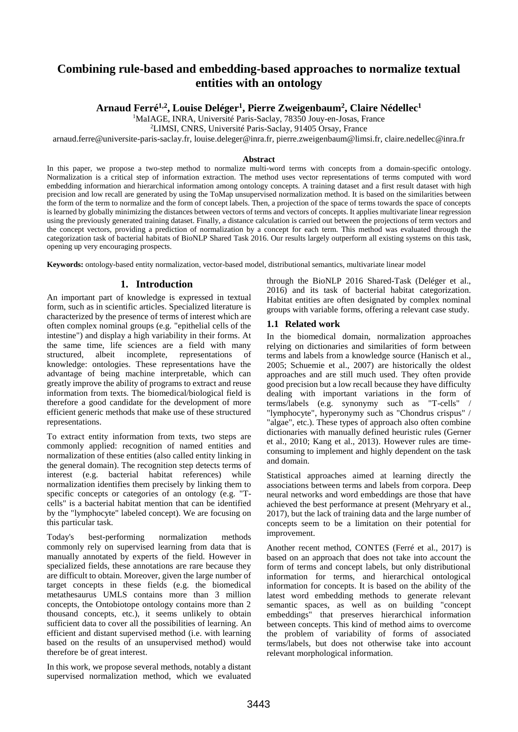# Combining rule-based and embedding-based approaches to normalize textual entities with an ontology

**Arnaud Ferré[1,2], Louise Deléger[1], Pierre Zweigenbaum[2], Claire Nédellec[1]**

[1]MaIAGE, INRA, Université Paris-Saclay, 78350 Jouy-en-Josas, France
[2]LIMSI, CNRS, Université Paris-Saclay, 91405 Orsay, France
arnaud.ferre@universite-paris-saclay.fr, louise.deleger@inra.fr, pierre.zweigenbaum@limsi.fr, claire.nedellec@inra.fr

### Abstract

In this paper, we propose a two-step method to normalize multi-word terms with concepts from a domain-specific ontology. Normalization is a critical step of information extraction. The method uses vector representations of terms computed with word embedding information and hierarchical information among ontology concepts. A training dataset and a first result dataset with high precision and low recall are generated by using the ToMap unsupervised normalization method. It is based on the similarities between the form of the term to normalize and the form of concept labels. Then, a projection of the space of terms towards the space of concepts is learned by globally minimizing the distances between vectors of terms and vectors of concepts. It applies multivariate linear regression using the previously generated training dataset. Finally, a distance calculation is carried out between the projections of term vectors and the concept vectors, providing a prediction of normalization by a concept for each term. This method was evaluated through the categorization task of bacterial habitats of BioNLP Shared Task 2016. Our results largely outperform all existing systems on this task, opening up very encouraging prospects.

**Keywords:** ontology-based entity normalization, vector-based model, distributional semantics, multivariate linear model

## 1. Introduction

An important part of knowledge is expressed in textual form, such as in scientific articles. Specialized literature is characterized by the presence of terms of interest which are often complex nominal groups (e.g. "epithelial cells of the intestine") and display a high variability in their forms. At the same time, life sciences are a field with many structured, albeit incomplete, representations of knowledge: ontologies. These representations have the advantage of being machine interpretable, which can greatly improve the ability of programs to extract and reuse information from texts. The biomedical/biological field is therefore a good candidate for the development of more efficient generic methods that make use of these structured representations.

To extract entity information from texts, two steps are commonly applied: recognition of named entities and normalization of these entities (also called entity linking in the general domain). The recognition step detects terms of interest (e.g. bacterial habitat references) while normalization identifies them precisely by linking them to specific concepts or categories of an ontology (e.g. "T-cells" is a bacterial habitat mention that can be identified by the "lymphocyte" labeled concept). We are focusing on this particular task.

Today's best-performing normalization methods commonly rely on supervised learning from data that is manually annotated by experts of the field. However in specialized fields, these annotations are rare because they are difficult to obtain. Moreover, given the large number of target concepts in these fields (e.g. the biomedical metathesaurus UMLS contains more than 3 million concepts, the Ontobiotope ontology contains more than 2 thousand concepts, etc.), it seems unlikely to obtain sufficient data to cover all the possibilities of learning. An efficient and distant supervised method (i.e. with learning based on the results of an unsupervised method) would therefore be of great interest.

In this work, we propose several methods, notably a distant supervised normalization method, which we evaluated through the BioNLP 2016 Shared-Task (Deléger et al., 2016) and its task of bacterial habitat categorization. Habitat entities are often designated by complex nominal groups with variable forms, offering a relevant case study.

### 1.1 Related work

In the biomedical domain, normalization approaches relying on dictionaries and similarities of form between terms and labels from a knowledge source (Hanisch et al., 2005; Schuemie et al., 2007) are historically the oldest approaches and are still much used. They often provide good precision but a low recall because they have difficulty dealing with important variations in the form of terms/labels (e.g. synonymy such as "T-cells" / "lymphocyte", hyperonymy such as "Chondrus crispus" / "algae", etc.). These types of approach also often combine dictionaries with manually defined heuristic rules (Gerner et al., 2010; Kang et al., 2013). However rules are time-consuming to implement and highly dependent on the task and domain.

Statistical approaches aimed at learning directly the associations between terms and labels from corpora. Deep neural networks and word embeddings are those that have achieved the best performance at present (Mehryary et al., 2017), but the lack of training data and the large number of concepts seem to be a limitation on their potential for improvement.

Another recent method, CONTES (Ferré et al., 2017) is based on an approach that does not take into account the form of terms and concept labels, but only distributional information for terms, and hierarchical ontological information for concepts. It is based on the ability of the latest word embedding methods to generate relevant semantic spaces, as well as on building "concept embeddings" that preserves hierarchical information between concepts. This kind of method aims to overcome the problem of variability of forms of associated terms/labels, but does not otherwise take into account relevant morphological information.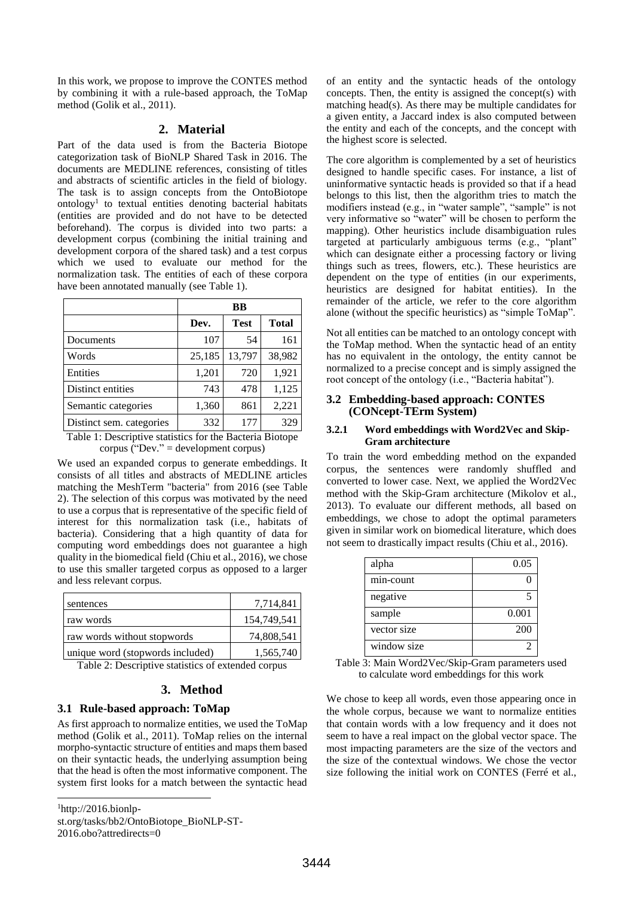In this work, we propose to improve the CONTES method by combining it with a rule-based approach, the ToMap method (Golik et al., 2011).

## 2. Material

Part of the data used is from the Bacteria Biotope categorization task of BioNLP Shared Task in 2016. The documents are MEDLINE references, consisting of titles and abstracts of scientific articles in the field of biology. The task is to assign concepts from the OntoBiotope ontology[1] to textual entities denoting bacterial habitats (entities are provided and do not have to be detected beforehand). The corpus is divided into two parts: a development corpus (combining the initial training and development corpora of the shared task) and a test corpus which we used to evaluate our method for the normalization task. The entities of each of these corpora have been annotated manually (see Table 1).

| | BB | | |
|---|---|---|---|
| | **Dev.** | **Test** | **Total** |
| Documents | 107 | 54 | 161 |
| Words | 25,185 | 13,797 | 38,982 |
| Entities | 1,201 | 720 | 1,921 |
| Distinct entities | 743 | 478 | 1,125 |
| Semantic categories | 1,360 | 861 | 2,221 |
| Distinct sem. categories | 332 | 177 | 329 |

Table 1: Descriptive statistics for the Bacteria Biotope corpus ("Dev." = development corpus)

We used an expanded corpus to generate embeddings. It consists of all titles and abstracts of MEDLINE articles matching the MeshTerm "bacteria" from 2016 (see Table 2). The selection of this corpus was motivated by the need to use a corpus that is representative of the specific field of interest for this normalization task (i.e., habitats of bacteria). Considering that a high quantity of data for computing word embeddings does not guarantee a high quality in the biomedical field (Chiu et al., 2016), we chose to use this smaller targeted corpus as opposed to a larger and less relevant corpus.

| | |
|---|---|
| sentences | 7,714,841 |
| raw words | 154,749,541 |
| raw words without stopwords | 74,808,541 |
| unique word (stopwords included) | 1,565,740 |

Table 2: Descriptive statistics of extended corpus

## 3. Method

### 3.1 Rule-based approach: ToMap

As first approach to normalize entities, we used the ToMap method (Golik et al., 2011). ToMap relies on the internal morpho-syntactic structure of entities and maps them based on their syntactic heads, the underlying assumption being that the head is often the most informative component. The system first looks for a match between the syntactic head of an entity and the syntactic heads of the ontology concepts. Then, the entity is assigned the concept(s) with matching head(s). As there may be multiple candidates for a given entity, a Jaccard index is also computed between the entity and each of the concepts, and the concept with the highest score is selected.

The core algorithm is complemented by a set of heuristics designed to handle specific cases. For instance, a list of uninformative syntactic heads is provided so that if a head belongs to this list, then the algorithm tries to match the modifiers instead (e.g., in "water sample", "sample" is not very informative so "water" will be chosen to perform the mapping). Other heuristics include disambiguation rules targeted at particularly ambiguous terms (e.g., "plant" which can designate either a processing factory or living things such as trees, flowers, etc.). These heuristics are dependent on the type of entities (in our experiments, heuristics are designed for habitat entities). In the remainder of the article, we refer to the core algorithm alone (without the specific heuristics) as "simple ToMap".

Not all entities can be matched to an ontology concept with the ToMap method. When the syntactic head of an entity has no equivalent in the ontology, the entity cannot be normalized to a precise concept and is simply assigned the root concept of the ontology (i.e., "Bacteria habitat").

### 3.2 Embedding-based approach: CONTES (CONcept-TErm System)

#### 3.2.1 Word embeddings with Word2Vec and Skip-Gram architecture

To train the word embedding method on the expanded corpus, the sentences were randomly shuffled and converted to lower case. Next, we applied the Word2Vec method with the Skip-Gram architecture (Mikolov et al., 2013). To evaluate our different methods, all based on embeddings, we chose to adopt the optimal parameters given in similar work on biomedical literature, which does not seem to drastically impact results (Chiu et al., 2016).

| | |
|---|---|
| alpha | 0.05 |
| min-count | 0 |
| negative | 5 |
| sample | 0.001 |
| vector size | 200 |
| window size | 2 |

Table 3: Main Word2Vec/Skip-Gram parameters used to calculate word embeddings for this work

We chose to keep all words, even those appearing once in the whole corpus, because we want to normalize entities that contain words with a low frequency and it does not seem to have a real impact on the global vector space. The most impacting parameters are the size of the vectors and the size of the contextual windows. We chose the vector size following the initial work on CONTES (Ferré et al.,

[1] http://2016.bionlp-st.org/tasks/bb2/OntoBiotope_BioNLP-ST-2016.obo?attredirects=0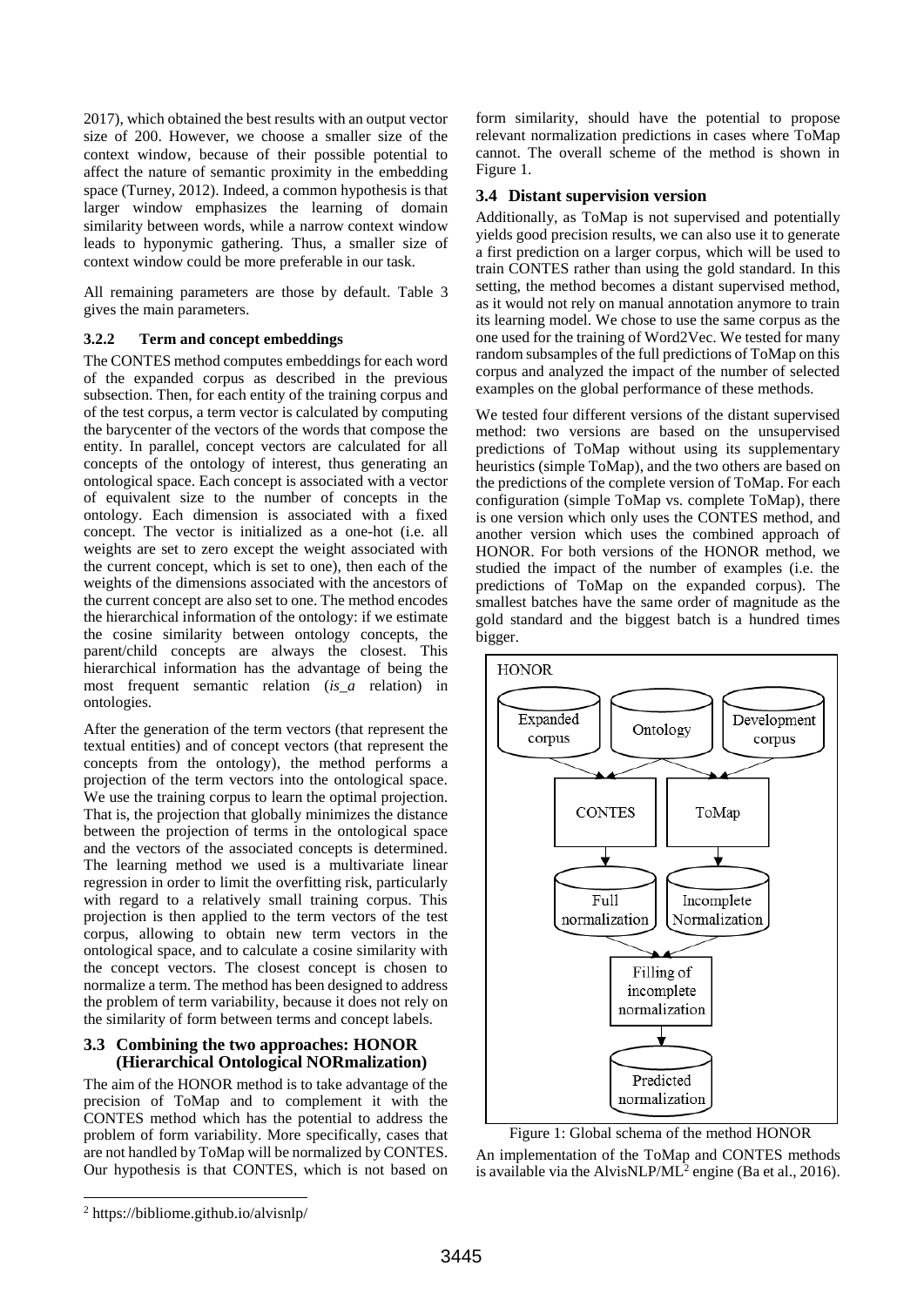2017), which obtained the best results with an output vector size of 200. However, we choose a smaller size of the context window, because of their possible potential to affect the nature of semantic proximity in the embedding space (Turney, 2012). Indeed, a common hypothesis is that larger window emphasizes the learning of domain similarity between words, while a narrow context window leads to hyponymic gathering. Thus, a smaller size of context window could be more preferable in our task.

All remaining parameters are those by default. Table 3 gives the main parameters.

#### 3.2.2 Term and concept embeddings

The CONTES method computes embeddings for each word of the expanded corpus as described in the previous subsection. Then, for each entity of the training corpus and of the test corpus, a term vector is calculated by computing the barycenter of the vectors of the words that compose the entity. In parallel, concept vectors are calculated for all concepts of the ontology of interest, thus generating an ontological space. Each concept is associated with a vector of equivalent size to the number of concepts in the ontology. Each dimension is associated with a fixed concept. The vector is initialized as a one-hot (i.e. all weights are set to zero except the weight associated with the current concept, which is set to one), then each of the weights of the dimensions associated with the ancestors of the current concept are also set to one. The method encodes the hierarchical information of the ontology: if we estimate the cosine similarity between ontology concepts, the parent/child concepts are always the closest. This hierarchical information has the advantage of being the most frequent semantic relation (*is_a* relation) in ontologies.

After the generation of the term vectors (that represent the textual entities) and of concept vectors (that represent the concepts from the ontology), the method performs a projection of the term vectors into the ontological space. We use the training corpus to learn the optimal projection. That is, the projection that globally minimizes the distance between the projection of terms in the ontological space and the vectors of the associated concepts is determined. The learning method we used is a multivariate linear regression in order to limit the overfitting risk, particularly with regard to a relatively small training corpus. This projection is then applied to the term vectors of the test corpus, allowing to obtain new term vectors in the ontological space, and to calculate a cosine similarity with the concept vectors. The closest concept is chosen to normalize a term. The method has been designed to address the problem of term variability, because it does not rely on the similarity of form between terms and concept labels.

### 3.3 Combining the two approaches: HONOR (Hierarchical Ontological NORmalization)

The aim of the HONOR method is to take advantage of the precision of ToMap and to complement it with the CONTES method which has the potential to address the problem of form variability. More specifically, cases that are not handled by ToMap will be normalized by CONTES. Our hypothesis is that CONTES, which is not based on form similarity, should have the potential to propose relevant normalization predictions in cases where ToMap cannot. The overall scheme of the method is shown in Figure 1.

### 3.4 Distant supervision version

Additionally, as ToMap is not supervised and potentially yields good precision results, we can also use it to generate a first prediction on a larger corpus, which will be used to train CONTES rather than using the gold standard. In this setting, the method becomes a distant supervised method, as it would not rely on manual annotation anymore to train its learning model. We chose to use the same corpus as the one used for the training of Word2Vec. We tested for many random subsamples of the full predictions of ToMap on this corpus and analyzed the impact of the number of selected examples on the global performance of these methods.

We tested four different versions of the distant supervised method: two versions are based on the unsupervised predictions of ToMap without using its supplementary heuristics (simple ToMap), and the two others are based on the predictions of the complete version of ToMap. For each configuration (simple ToMap vs. complete ToMap), there is one version which only uses the CONTES method, and another version which uses the combined approach of HONOR. For both versions of the HONOR method, we studied the impact of the number of examples (i.e. the predictions of ToMap on the expanded corpus). The smallest batches have the same order of magnitude as the gold standard and the biggest batch is a hundred times bigger.

HONOR: Expanded corpus, Ontology, Development corpus → CONTES, ToMap → Full normalization, Incomplete Normalization → Filling of incomplete normalization → Predicted normalization

Figure 1: Global schema of the method HONOR

An implementation of the ToMap and CONTES methods is available via the AlvisNLP/ML[2] engine (Ba et al., 2016).

[2] https://bibliome.github.io/alvisnlp/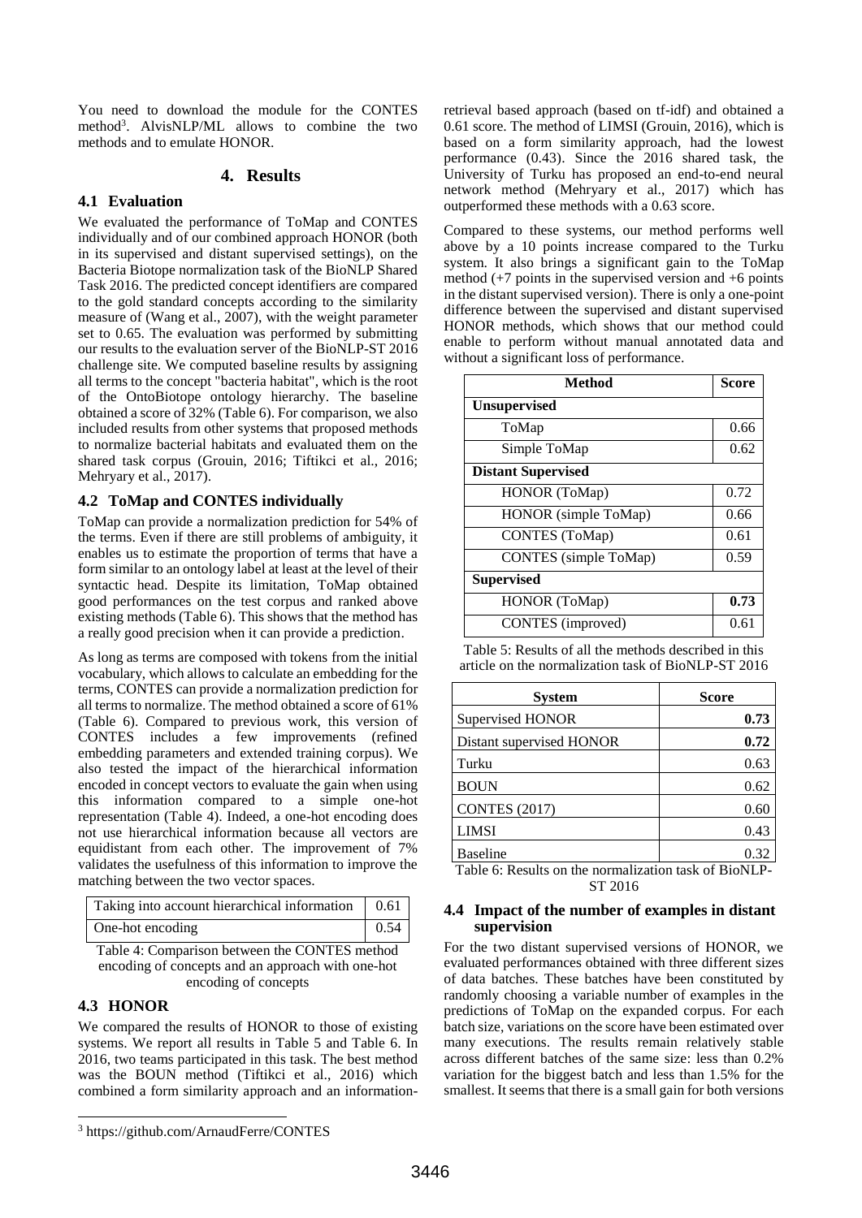You need to download the module for the CONTES method[3]. AlvisNLP/ML allows to combine the two methods and to emulate HONOR.

## 4. Results

### 4.1 Evaluation

We evaluated the performance of ToMap and CONTES individually and of our combined approach HONOR (both in its supervised and distant supervised settings), on the Bacteria Biotope normalization task of the BioNLP Shared Task 2016. The predicted concept identifiers are compared to the gold standard concepts according to the similarity measure of (Wang et al., 2007), with the weight parameter set to 0.65. The evaluation was performed by submitting our results to the evaluation server of the BioNLP-ST 2016 challenge site. We computed baseline results by assigning all terms to the concept "bacteria habitat", which is the root of the OntoBiotope ontology hierarchy. The baseline obtained a score of 32% (Table 6). For comparison, we also included results from other systems that proposed methods to normalize bacterial habitats and evaluated them on the shared task corpus (Grouin, 2016; Tiftikci et al., 2016; Mehryary et al., 2017).

### 4.2 ToMap and CONTES individually

ToMap can provide a normalization prediction for 54% of the terms. Even if there are still problems of ambiguity, it enables us to estimate the proportion of terms that have a form similar to an ontology label at least at the level of their syntactic head. Despite its limitation, ToMap obtained good performances on the test corpus and ranked above existing methods (Table 6). This shows that the method has a really good precision when it can provide a prediction.

As long as terms are composed with tokens from the initial vocabulary, which allows to calculate an embedding for the terms, CONTES can provide a normalization prediction for all terms to normalize. The method obtained a score of 61% (Table 6). Compared to previous work, this version of CONTES includes a few improvements (refined embedding parameters and extended training corpus). We also tested the impact of the hierarchical information encoded in concept vectors to evaluate the gain when using this information compared to a simple one-hot representation (Table 4). Indeed, a one-hot encoding does not use hierarchical information because all vectors are equidistant from each other. The improvement of 7% validates the usefulness of this information to improve the matching between the two vector spaces.

| | |
|---|---|
| Taking into account hierarchical information | 0.61 |
| One-hot encoding | 0.54 |

Table 4: Comparison between the CONTES method encoding of concepts and an approach with one-hot encoding of concepts

### 4.3 HONOR

We compared the results of HONOR to those of existing systems. We report all results in Table 5 and Table 6. In 2016, two teams participated in this task. The best method was the BOUN method (Tiftikci et al., 2016) which combined a form similarity approach and an information-retrieval based approach (based on tf-idf) and obtained a 0.61 score. The method of LIMSI (Grouin, 2016), which is based on a form similarity approach, had the lowest performance (0.43). Since the 2016 shared task, the University of Turku has proposed an end-to-end neural network method (Mehryary et al., 2017) which has outperformed these methods with a 0.63 score.

Compared to these systems, our method performs well above by a 10 points increase compared to the Turku system. It also brings a significant gain to the ToMap method (+7 points in the supervised version and +6 points in the distant supervised version). There is only a one-point difference between the supervised and distant supervised HONOR methods, which shows that our method could enable to perform without manual annotated data and without a significant loss of performance.

| Method | Score |
|---|---|
| **Unsupervised** | |
| ToMap | 0.66 |
| Simple ToMap | 0.62 |
| **Distant Supervised** | |
| HONOR (ToMap) | 0.72 |
| HONOR (simple ToMap) | 0.66 |
| CONTES (ToMap) | 0.61 |
| CONTES (simple ToMap) | 0.59 |
| **Supervised** | |
| HONOR (ToMap) | **0.73** |
| CONTES (improved) | 0.61 |

Table 5: Results of all the methods described in this article on the normalization task of BioNLP-ST 2016

| System | Score |
|---|---|
| Supervised HONOR | **0.73** |
| Distant supervised HONOR | **0.72** |
| Turku | 0.63 |
| BOUN | 0.62 |
| CONTES (2017) | 0.60 |
| LIMSI | 0.43 |
| Baseline | 0.32 |

Table 6: Results on the normalization task of BioNLP-ST 2016

### 4.4 Impact of the number of examples in distant supervision

For the two distant supervised versions of HONOR, we evaluated performances obtained with three different sizes of data batches. These batches have been constituted by randomly choosing a variable number of examples in the predictions of ToMap on the expanded corpus. For each batch size, variations on the score have been estimated over many executions. The results remain relatively stable across different batches of the same size: less than 0.2% variation for the biggest batch and less than 1.5% for the smallest. It seems that there is a small gain for both versions

[3] https://github.com/ArnaudFerre/CONTES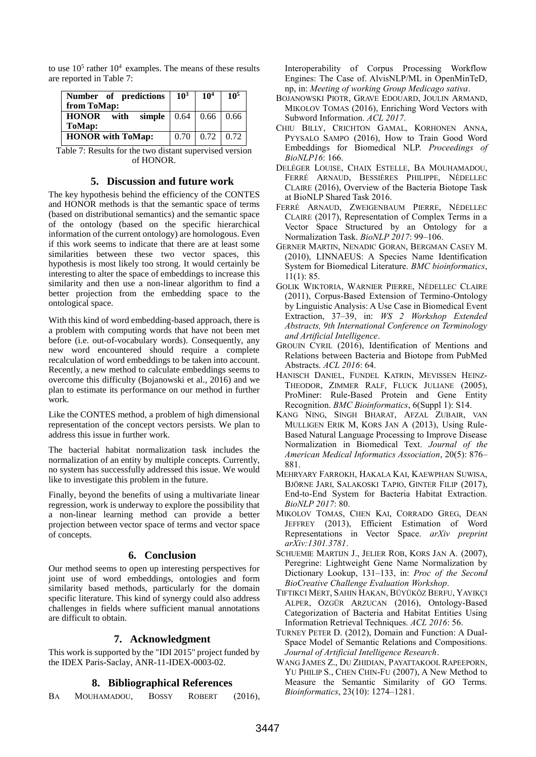to use $10^5$ rather $10^4$ examples. The means of these results are reported in Table 7:

| Number of predictions from ToMap: | $10^3$ | $10^4$ | $10^5$ |
|---|---|---|---|
| **HONOR with simple ToMap:** | 0.64 | 0.66 | 0.66 |
| **HONOR with ToMap:** | 0.70 | 0.72 | 0.72 |

Table 7: Results for the two distant supervised version of HONOR.

## 5. Discussion and future work

The key hypothesis behind the efficiency of the CONTES and HONOR methods is that the semantic space of terms (based on distributional semantics) and the semantic space of the ontology (based on the specific hierarchical information of the current ontology) are homologous. Even if this work seems to indicate that there are at least some similarities between these two vector spaces, this hypothesis is most likely too strong. It would certainly be interesting to alter the space of embeddings to increase this similarity and then use a non-linear algorithm to find a better projection from the embedding space to the ontological space.

With this kind of word embedding-based approach, there is a problem with computing words that have not been met before (i.e. out-of-vocabulary words). Consequently, any new word encountered should require a complete recalculation of word embeddings to be taken into account. Recently, a new method to calculate embeddings seems to overcome this difficulty (Bojanowski et al., 2016) and we plan to estimate its performance on our method in further work.

Like the CONTES method, a problem of high dimensional representation of the concept vectors persists. We plan to address this issue in further work.

The bacterial habitat normalization task includes the normalization of an entity by multiple concepts. Currently, no system has successfully addressed this issue. We would like to investigate this problem in the future.

Finally, beyond the benefits of using a multivariate linear regression, work is underway to explore the possibility that a non-linear learning method can provide a better projection between vector space of terms and vector space of concepts.

## 6. Conclusion

Our method seems to open up interesting perspectives for joint use of word embeddings, ontologies and form similarity based methods, particularly for the domain specific literature. This kind of synergy could also address challenges in fields where sufficient manual annotations are difficult to obtain.

## 7. Acknowledgment

This work is supported by the "IDI 2015" project funded by the IDEX Paris-Saclay, ANR-11-IDEX-0003-02.

## 8. Bibliographical References

Ba Mouhamadou, Bossy Robert (2016), Interoperability of Corpus Processing Workflow Engines: The Case of. AlvisNLP/ML in OpenMinTeD, np, in: *Meeting of working Group Medicago sativa*.

Bojanowski Piotr, Grave Edouard, Joulin Armand, Mikolov Tomas (2016), Enriching Word Vectors with Subword Information. *ACL 2017*.

Chiu Billy, Crichton Gamal, Korhonen Anna, Pyysalo Sampo (2016), How to Train Good Word Embeddings for Biomedical NLP. *Proceedings of BioNLP16*: 166.

Deléger Louise, Chaix Estelle, Ba Mouhamadou, Ferré Arnaud, Bessières Philippe, Nédellec Claire (2016), Overview of the Bacteria Biotope Task at BioNLP Shared Task 2016.

Ferré Arnaud, Zweigenbaum Pierre, Nédellec Claire (2017), Representation of Complex Terms in a Vector Space Structured by an Ontology for a Normalization Task. *BioNLP 2017*: 99–106.

Gerner Martin, Nenadic Goran, Bergman Casey M. (2010), LINNAEUS: A Species Name Identification System for Biomedical Literature. *BMC bioinformatics*, 11(1): 85.

Golik Wiktoria, Warnier Pierre, Nédellec Claire (2011), Corpus-Based Extension of Termino-Ontology by Linguistic Analysis: A Use Case in Biomedical Event Extraction, 37–39, in: *WS 2 Workshop Extended Abstracts, 9th International Conference on Terminology and Artificial Intelligence*.

Grouin Cyril (2016), Identification of Mentions and Relations between Bacteria and Biotope from PubMed Abstracts. *ACL 2016*: 64.

Hanisch Daniel, Fundel Katrin, Mevissen Heinz-Theodor, Zimmer Ralf, Fluck Juliane (2005), ProMiner: Rule-Based Protein and Gene Entity Recognition. *BMC Bioinformatics*, 6(Suppl 1): S14.

Kang Ning, Singh Bharat, Afzal Zubair, van Mulligen Erik M, Kors Jan A (2013), Using Rule-Based Natural Language Processing to Improve Disease Normalization in Biomedical Text. *Journal of the American Medical Informatics Association*, 20(5): 876–881.

Mehryary Farrokh, Hakala Kai, Kaewphan Suwisa, Björne Jari, Salakoski Tapio, Ginter Filip (2017), End-to-End System for Bacteria Habitat Extraction. *BioNLP 2017*: 80.

Mikolov Tomas, Chen Kai, Corrado Greg, Dean Jeffrey (2013), Efficient Estimation of Word Representations in Vector Space. *arXiv preprint arXiv:1301.3781*.

Schuemie Martijn J., Jelier Rob, Kors Jan A. (2007), Peregrine: Lightweight Gene Name Normalization by Dictionary Lookup, 131–133, in: *Proc of the Second BioCreative Challenge Evaluation Workshop*.

Tiftikci Mert, Sahin Hakan, Büyüköz Berfu, Yayikçi Alper, Ozgür Arzucan (2016), Ontology-Based Categorization of Bacteria and Habitat Entities Using Information Retrieval Techniques. *ACL 2016*: 56.

Turney Peter D. (2012), Domain and Function: A Dual-Space Model of Semantic Relations and Compositions. *Journal of Artificial Intelligence Research*.

Wang James Z., Du Zhidian, Payattakool Rapeeporn, Yu Philip S., Chen Chin-Fu (2007), A New Method to Measure the Semantic Similarity of GO Terms. *Bioinformatics*, 23(10): 1274–1281.